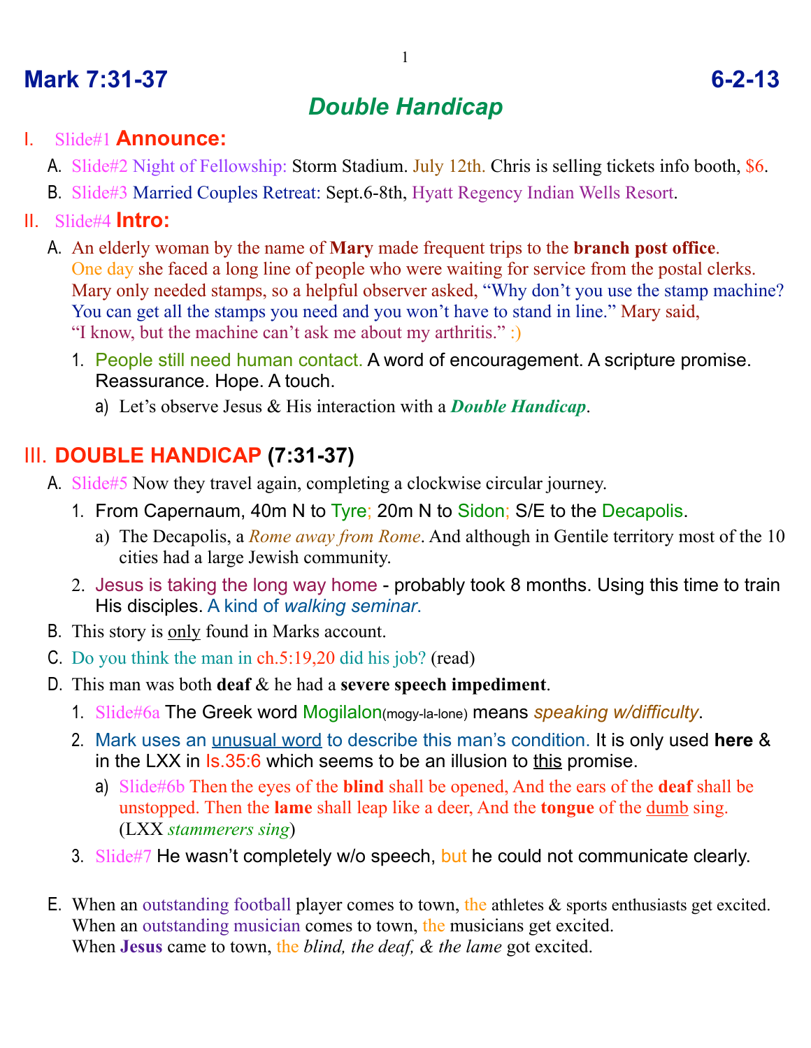# Mark 7:31-37 6-2-13

## *Double Handicap*

I. Slide#1 **Announce:**

A. Slide#2 Night of Fellowship: Storm Stadium. July 12th. Chris is selling tickets info booth, $6.

B. Slide#3 Married Couples Retreat: Sept.6-8th, Hyatt Regency Indian Wells Resort.

II. Slide#4 **Intro:**

A. An elderly woman by the name of **Mary** made frequent trips to the **branch post office**. One day she faced a long line of people who were waiting for service from the postal clerks. Mary only needed stamps, so a helpful observer asked, "Why don't you use the stamp machine? You can get all the stamps you need and you won't have to stand in line." Mary said, "I know, but the machine can't ask me about my arthritis." :)

1. People still need human contact. A word of encouragement. A scripture promise. Reassurance. Hope. A touch.

   a) Let's observe Jesus & His interaction with a ***Double Handicap***.

## III. DOUBLE HANDICAP (7:31-37)

A. Slide#5 Now they travel again, completing a clockwise circular journey.

1. From Capernaum, 40m N to Tyre; 20m N to Sidon; S/E to the Decapolis.

   a) The Decapolis, a *Rome away from Rome*. And although in Gentile territory most of the 10 cities had a large Jewish community.

2. Jesus is taking the long way home - probably took 8 months. Using this time to train His disciples. A kind of *walking seminar*.

B. This story is <u>only</u> found in Marks account.

C. Do you think the man in ch.5:19,20 did his job? (read)

D. This man was both **deaf** & he had a **severe speech impediment**.

1. Slide#6a The Greek word Mogilalon(mogy-la-lone) means *speaking w/difficulty*.

2. Mark uses an <u>unusual word</u> to describe this man's condition. It is only used **here** & in the LXX in Is.35:6 which seems to be an illusion to <u>this</u> promise.

   a) Slide#6b Then the eyes of the **blind** shall be opened, And the ears of the **deaf** shall be unstopped. Then the **lame** shall leap like a deer, And the **tongue** of the <u>dumb</u> sing. (LXX *stammerers sing*)

3. Slide#7 He wasn't completely w/o speech, but he could not communicate clearly.

E. When an outstanding football player comes to town, the athletes & sports enthusiasts get excited. When an outstanding musician comes to town, the musicians get excited. When **Jesus** came to town, the *blind, the deaf, & the lame* got excited.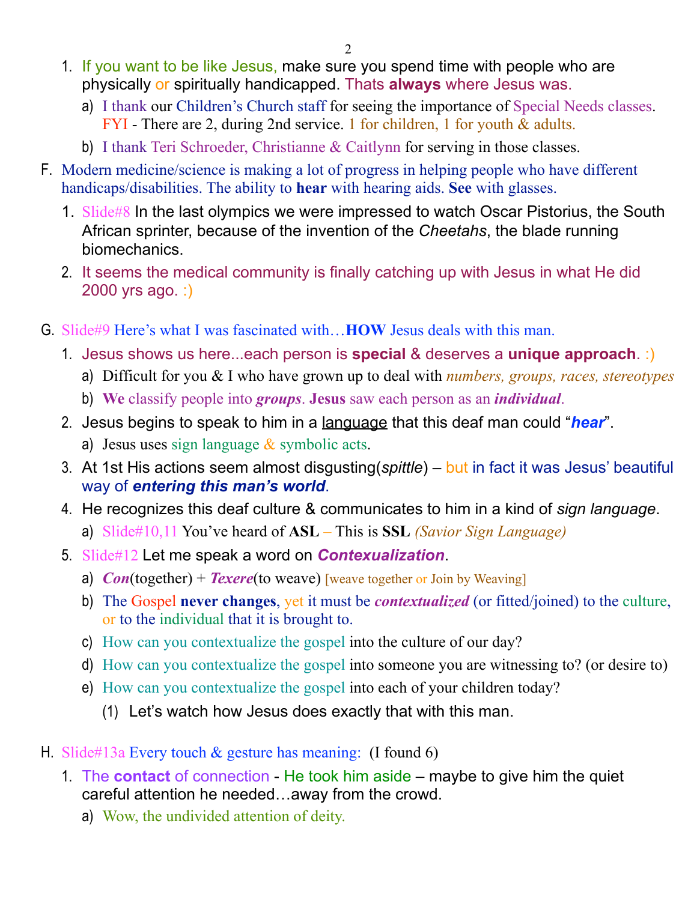1. If you want to be like Jesus, make sure you spend time with people who are physically or spiritually handicapped. Thats **always** where Jesus was.
   a) I thank our Children's Church staff for seeing the importance of Special Needs classes. FYI - There are 2, during 2nd service. 1 for children, 1 for youth & adults.
   b) I thank Teri Schroeder, Christianne & Caitlynn for serving in those classes.

F. Modern medicine/science is making a lot of progress in helping people who have different handicaps/disabilities. The ability to **hear** with hearing aids. **See** with glasses.

1. Slide#8 In the last olympics we were impressed to watch Oscar Pistorius, the South African sprinter, because of the invention of the *Cheetahs*, the blade running biomechanics.
2. It seems the medical community is finally catching up with Jesus in what He did 2000 yrs ago. :)

G. Slide#9 Here's what I was fascinated with…**HOW** Jesus deals with this man.

1. Jesus shows us here...each person is **special** & deserves a **unique approach**. :)
   a) Difficult for you & I who have grown up to deal with *numbers, groups, races, stereotypes*
   b) **We** classify people into ***groups***. **Jesus** saw each person as an ***individual***.
2. Jesus begins to speak to him in a <u>language</u> that this deaf man could "***hear***".
   a) Jesus uses sign language & symbolic acts.
3. At 1st His actions seem almost disgusting(*spittle*) – but in fact it was Jesus' beautiful way of ***entering this man's world***.
4. He recognizes this deaf culture & communicates to him in a kind of *sign language*.
   a) Slide#10,11 You've heard of **ASL** – This is **SSL** *(Savior Sign Language)*
5. Slide#12 Let me speak a word on ***Contexualization***.
   a) ***Con***(together) + ***Texere***(to weave) [weave together or Join by Weaving]
   b) The Gospel **never changes**, yet it must be ***contextualized*** (or fitted/joined) to the culture, or to the individual that it is brought to.
   c) How can you contextualize the gospel into the culture of our day?
   d) How can you contextualize the gospel into someone you are witnessing to? (or desire to)
   e) How can you contextualize the gospel into each of your children today?
      (1) Let's watch how Jesus does exactly that with this man.

H. Slide#13a Every touch & gesture has meaning: (I found 6)

1. The **contact** of connection - He took him aside – maybe to give him the quiet careful attention he needed…away from the crowd.
   a) Wow, the undivided attention of deity.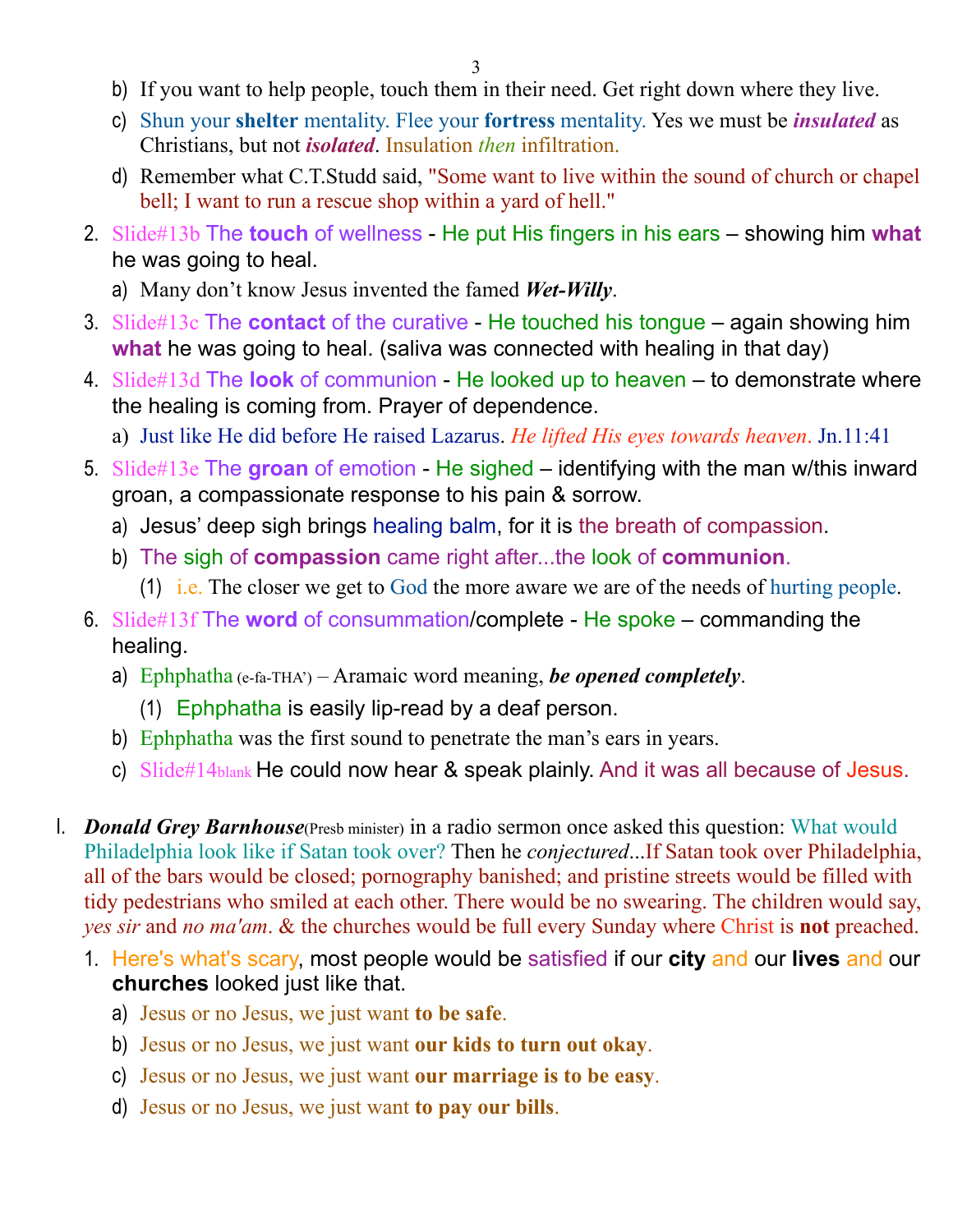b) If you want to help people, touch them in their need. Get right down where they live.

c) Shun your **shelter** mentality. Flee your **fortress** mentality. Yes we must be ***insulated*** as Christians, but not ***isolated***. Insulation *then* infiltration.

d) Remember what C.T.Studd said, "Some want to live within the sound of church or chapel bell; I want to run a rescue shop within a yard of hell."

2. Slide#13b The **touch** of wellness - He put His fingers in his ears – showing him **what** he was going to heal.
   a) Many don't know Jesus invented the famed ***Wet-Willy***.

3. Slide#13c The **contact** of the curative - He touched his tongue – again showing him **what** he was going to heal. (saliva was connected with healing in that day)

4. Slide#13d The **look** of communion - He looked up to heaven – to demonstrate where the healing is coming from. Prayer of dependence.
   a) Just like He did before He raised Lazarus. *He lifted His eyes towards heaven.* Jn.11:41

5. Slide#13e The **groan** of emotion - He sighed – identifying with the man w/this inward groan, a compassionate response to his pain & sorrow.
   a) Jesus' deep sigh brings healing balm, for it is the breath of compassion.
   b) The sigh of **compassion** came right after...the look of **communion**.
      (1) i.e. The closer we get to God the more aware we are of the needs of hurting people.

6. Slide#13f The **word** of consummation/complete - He spoke – commanding the healing.
   a) Ephphatha (e-fa-THA') – Aramaic word meaning, ***be opened completely***.
      (1) Ephphatha is easily lip-read by a deaf person.
   b) Ephphatha was the first sound to penetrate the man's ears in years.
   c) Slide#14blank He could now hear & speak plainly. And it was all because of Jesus.

I. ***Donald Grey Barnhouse***(Presb minister) in a radio sermon once asked this question: What would Philadelphia look like if Satan took over? Then he *conjectured*...If Satan took over Philadelphia, all of the bars would be closed; pornography banished; and pristine streets would be filled with tidy pedestrians who smiled at each other. There would be no swearing. The children would say, *yes sir* and *no ma'am*. & the churches would be full every Sunday where Christ is **not** preached.

1. Here's what's scary, most people would be satisfied if our **city** and our **lives** and our **churches** looked just like that.
   a) Jesus or no Jesus, we just want **to be safe**.
   b) Jesus or no Jesus, we just want **our kids to turn out okay**.
   c) Jesus or no Jesus, we just want **our marriage is to be easy**.
   d) Jesus or no Jesus, we just want **to pay our bills**.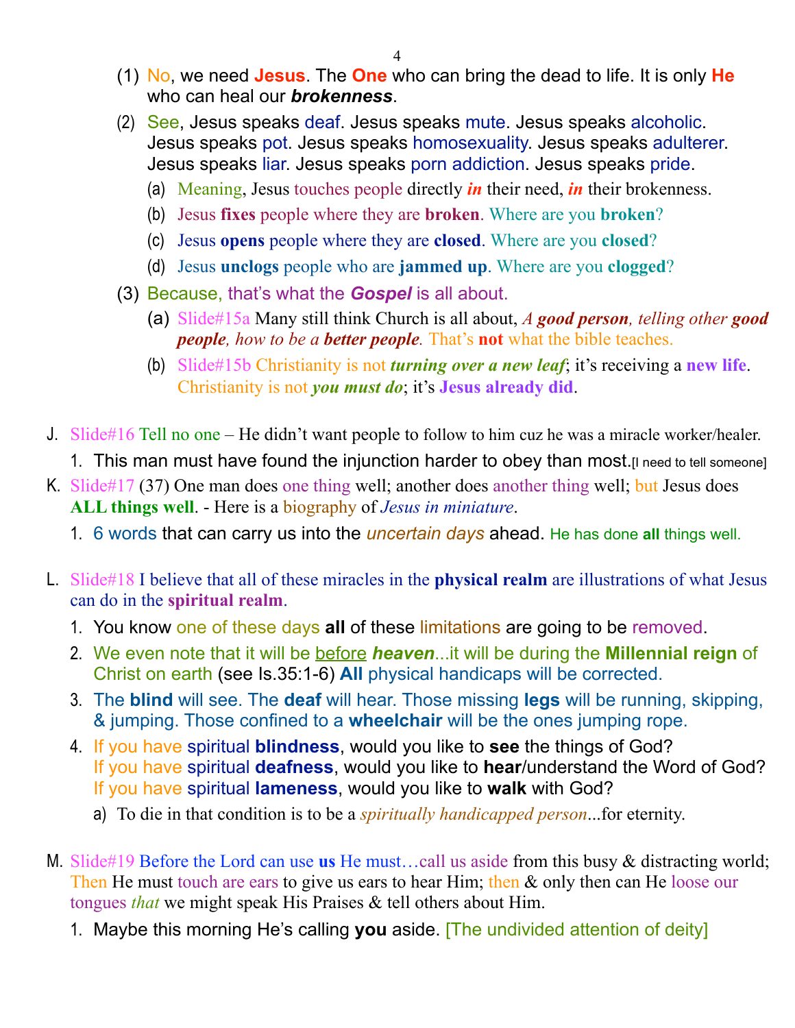(1) No, we need **Jesus**. The **One** who can bring the dead to life. It is only **He** who can heal our ***brokenness***.

(2) See, Jesus speaks deaf. Jesus speaks mute. Jesus speaks alcoholic. Jesus speaks pot. Jesus speaks homosexuality. Jesus speaks adulterer. Jesus speaks liar. Jesus speaks porn addiction. Jesus speaks pride.

   (a) Meaning, Jesus touches people directly ***in*** their need, ***in*** their brokenness.

   (b) Jesus **fixes** people where they are **broken**. Where are you **broken**?

   (c) Jesus **opens** people where they are **closed**. Where are you **closed**?

   (d) Jesus **unclogs** people who are **jammed up**. Where are you **clogged**?

(3) Because, that's what the ***Gospel*** is all about.

   (a) Slide#15a Many still think Church is all about, *A **good person**, telling other **good people**, how to be a **better people**.* That's **not** what the bible teaches.

   (b) Slide#15b Christianity is not ***turning over a new leaf***; it's receiving a **new life**. Christianity is not ***you must do***; it's **Jesus already did**.

J. Slide#16 Tell no one – He didn't want people to follow to him cuz he was a miracle worker/healer.

   1. This man must have found the injunction harder to obey than most.[I need to tell someone]

K. Slide#17 (37) One man does one thing well; another does another thing well; but Jesus does **ALL things well**. - Here is a biography of *Jesus in miniature*.

   1. 6 words that can carry us into the *uncertain days* ahead. He has done **all** things well.

L. Slide#18 I believe that all of these miracles in the **physical realm** are illustrations of what Jesus can do in the **spiritual realm**.

   1. You know one of these days **all** of these limitations are going to be removed.

   2. We even note that it will be <u>before</u> ***heaven***...it will be during the **Millennial reign** of Christ on earth (see Is.35:1-6) **All** physical handicaps will be corrected.

   3. The **blind** will see. The **deaf** will hear. Those missing **legs** will be running, skipping, & jumping. Those confined to a **wheelchair** will be the ones jumping rope.

   4. If you have spiritual **blindness**, would you like to **see** the things of God?
      If you have spiritual **deafness**, would you like to **hear**/understand the Word of God?
      If you have spiritual **lameness**, would you like to **walk** with God?

      a) To die in that condition is to be a *spiritually handicapped person*...for eternity.

M. Slide#19 Before the Lord can use **us** He must…call us aside from this busy & distracting world; Then He must touch are ears to give us ears to hear Him; then & only then can He loose our tongues *that* we might speak His Praises & tell others about Him.

   1. Maybe this morning He's calling **you** aside. [The undivided attention of deity]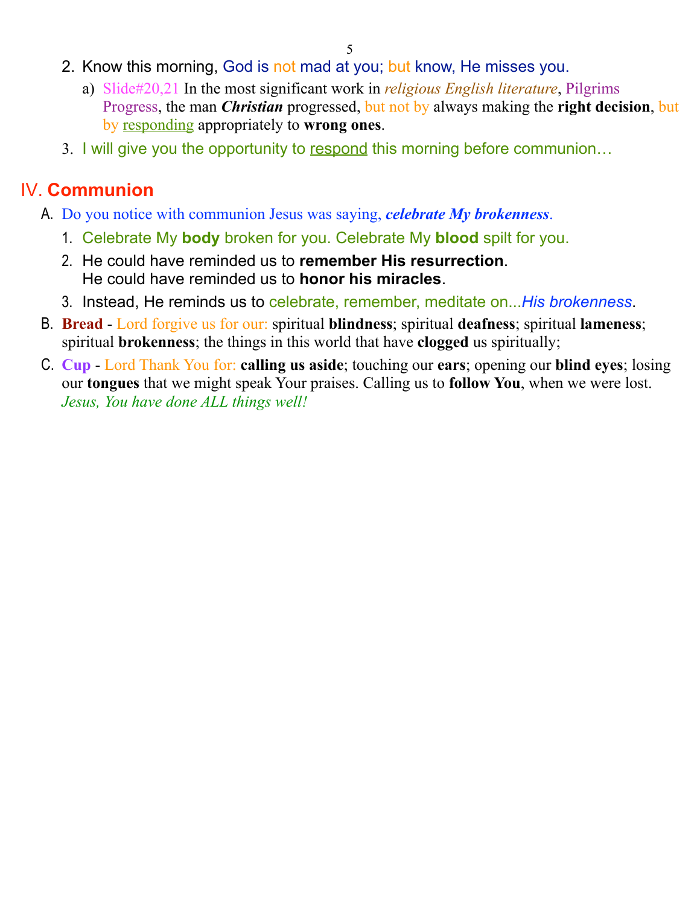2. Know this morning, God is not mad at you; but know, He misses you.
   - a) Slide#20,21 In the most significant work in *religious English literature*, Pilgrims Progress, the man ***Christian*** progressed, but not by always making the **right decision**, but by responding appropriately to **wrong ones**.
3. I will give you the opportunity to respond this morning before communion…

## IV. **Communion**

A. Do you notice with communion Jesus was saying, ***celebrate My brokenness***.

1. Celebrate My **body** broken for you. Celebrate My **blood** spilt for you.
2. He could have reminded us to **remember His resurrection**.
   He could have reminded us to **honor his miracles**.
3. Instead, He reminds us to celebrate, remember, meditate on...*His brokenness*.

B. **Bread** - Lord forgive us for our: spiritual **blindness**; spiritual **deafness**; spiritual **lameness**; spiritual **brokenness**; the things in this world that have **clogged** us spiritually;

C. **Cup** - Lord Thank You for: **calling us aside**; touching our **ears**; opening our **blind eyes**; losing our **tongues** that we might speak Your praises. Calling us to **follow You**, when we were lost. *Jesus, You have done ALL things well!*